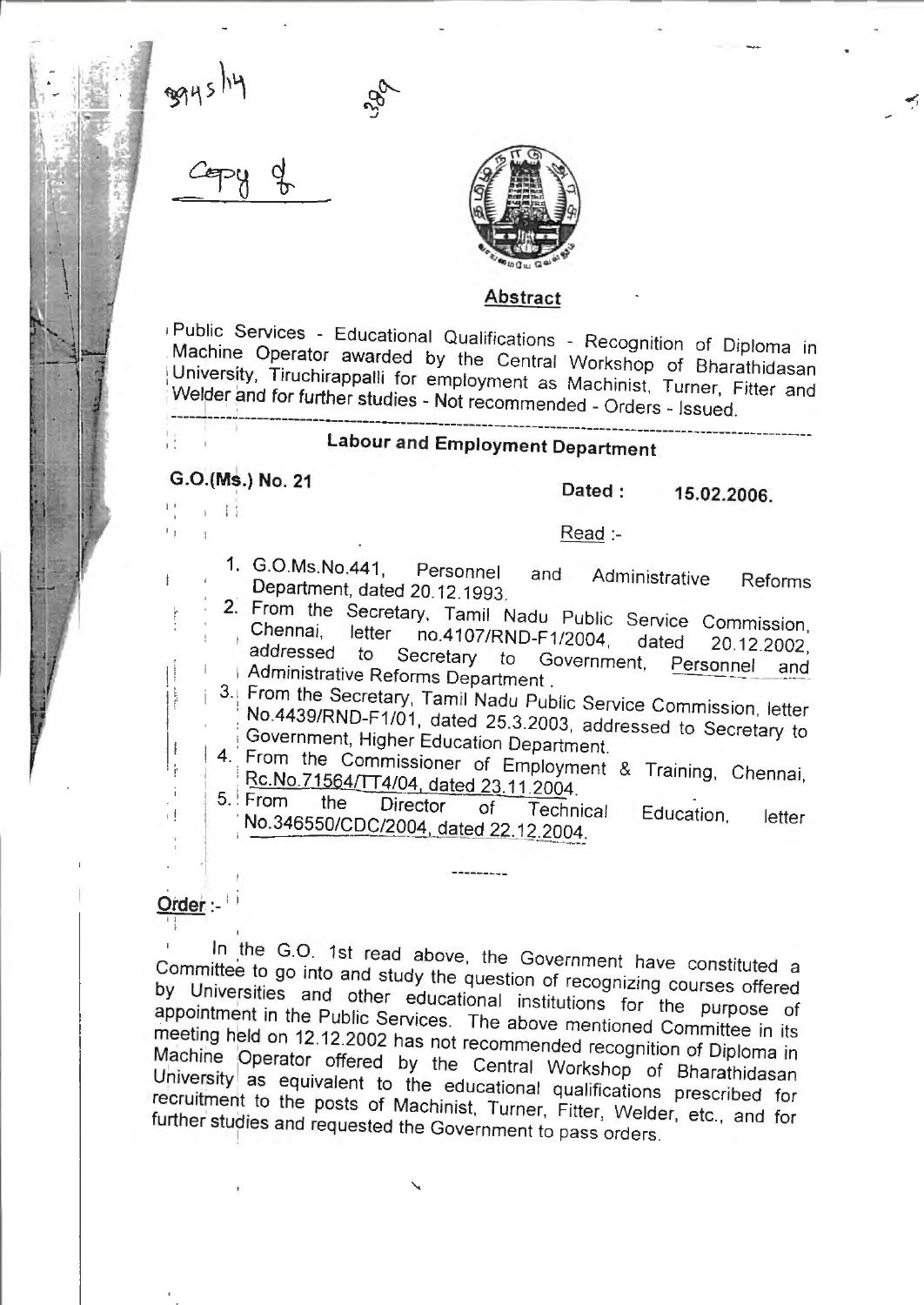3945/14

389

Copy of

## Abstract

Public Services - Educational Qualifications - Recognition of Diploma in Machine Operator awarded by the Central Workshop of Bharathidasan University, Tiruchirappalli for employment as Machinist, Turner, Fitter and Welder and for further studies - Not recommended - Orders - Issued.

---

### Labour and Employment Department

**G.O.(Ms.) No. 21** **Dated : 15.02.2006.**

Read :-

1. G.O.Ms.No.441, Personnel and Administrative Reforms Department, dated 20.12.1993.
2. From the Secretary, Tamil Nadu Public Service Commission, Chennai, letter no.4107/RND-F1/2004, dated 20.12.2002, addressed to Secretary to Government, Personnel and Administrative Reforms Department .
3. From the Secretary, Tamil Nadu Public Service Commission, letter No.4439/RND-F1/01, dated 25.3.2003, addressed to Secretary to Government, Higher Education Department.
4. From the Commissioner of Employment & Training, Chennai, Rc.No.71564/TT4/04, dated 23.11.2004.
5. From the Director of Technical Education, letter No.346550/CDC/2004, dated 22.12.2004.

---------

**Order :-**

In the G.O. 1st read above, the Government have constituted a Committee to go into and study the question of recognizing courses offered by Universities and other educational institutions for the purpose of appointment in the Public Services. The above mentioned Committee in its meeting held on 12.12.2002 has not recommended recognition of Diploma in Machine Operator offered by the Central Workshop of Bharathidasan University as equivalent to the educational qualifications prescribed for recruitment to the posts of Machinist, Turner, Fitter, Welder, etc., and for further studies and requested the Government to pass orders.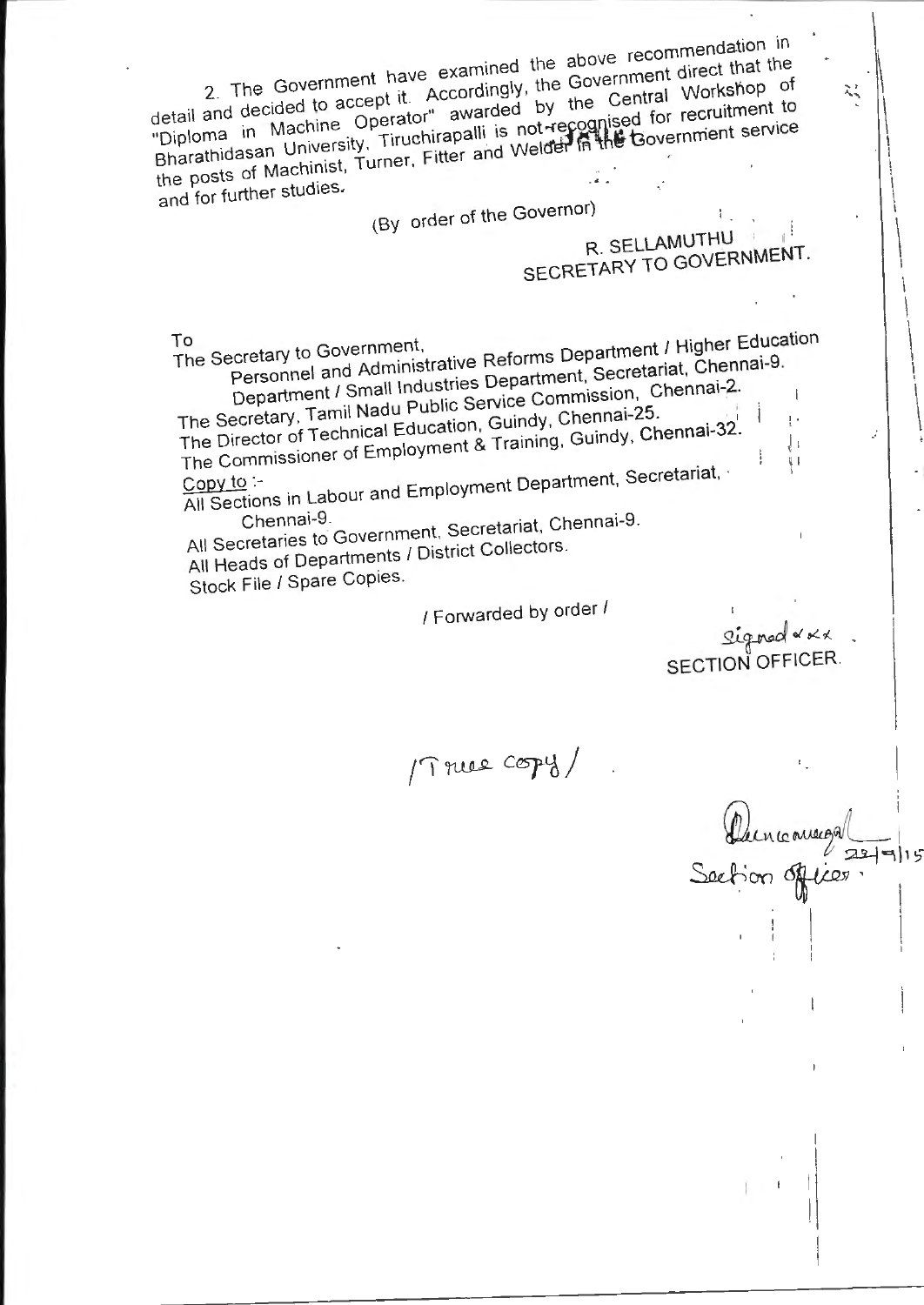2. The Government have examined the above recommendation in detail and decided to accept it. Accordingly, the Government direct that the "Diploma in Machine Operator" awarded by the Central Workshop of Bharathidasan University, Tiruchirapalli is not recognised for recruitment to the posts of Machinist, Turner, Fitter and Welder in the Government service and for further studies.

(By order of the Governor)

R. SELLAMUTHU
SECRETARY TO GOVERNMENT.

To
The Secretary to Government,
Personnel and Administrative Reforms Department / Higher Education Department / Small Industries Department, Secretariat, Chennai-9.
The Secretary, Tamil Nadu Public Service Commission, Chennai-2.
The Director of Technical Education, Guindy, Chennai-25.
The Commissioner of Employment & Training, Guindy, Chennai-32.
Copy to :-
All Sections in Labour and Employment Department, Secretariat, Chennai-9.
All Secretaries to Government, Secretariat, Chennai-9.
All Heads of Departments / District Collectors.
Stock File / Spare Copies.

/ Forwarded by order /

Signed xxx
SECTION OFFICER.

/True copy/

Section Officer.
22/9/15